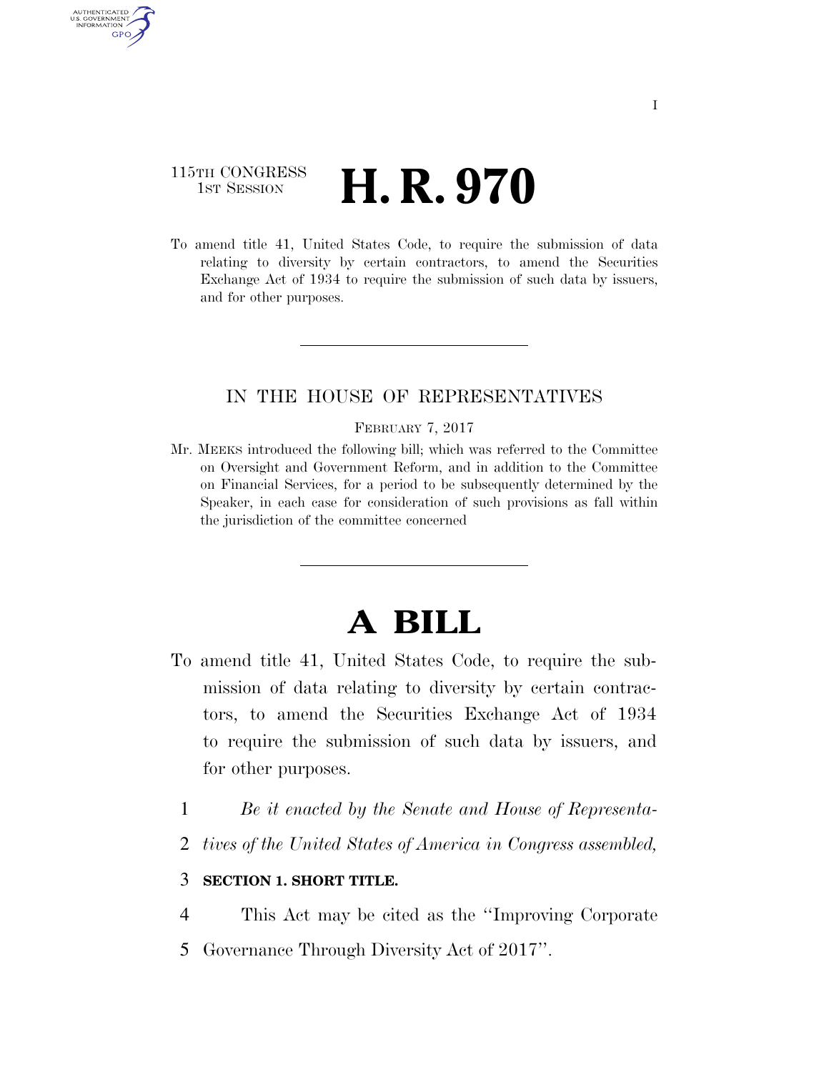115TH CONGRESS
1ST SESSION

# H. R. 970

To amend title 41, United States Code, to require the submission of data relating to diversity by certain contractors, to amend the Securities Exchange Act of 1934 to require the submission of such data by issuers, and for other purposes.

IN THE HOUSE OF REPRESENTATIVES

FEBRUARY 7, 2017

Mr. MEEKS introduced the following bill; which was referred to the Committee on Oversight and Government Reform, and in addition to the Committee on Financial Services, for a period to be subsequently determined by the Speaker, in each case for consideration of such provisions as fall within the jurisdiction of the committee concerned

# A BILL

To amend title 41, United States Code, to require the submission of data relating to diversity by certain contractors, to amend the Securities Exchange Act of 1934 to require the submission of such data by issuers, and for other purposes.

1 *Be it enacted by the Senate and House of Representa-*
2 *tives of the United States of America in Congress assembled,*

3 **SECTION 1. SHORT TITLE.**

4 This Act may be cited as the "Improving Corporate
5 Governance Through Diversity Act of 2017".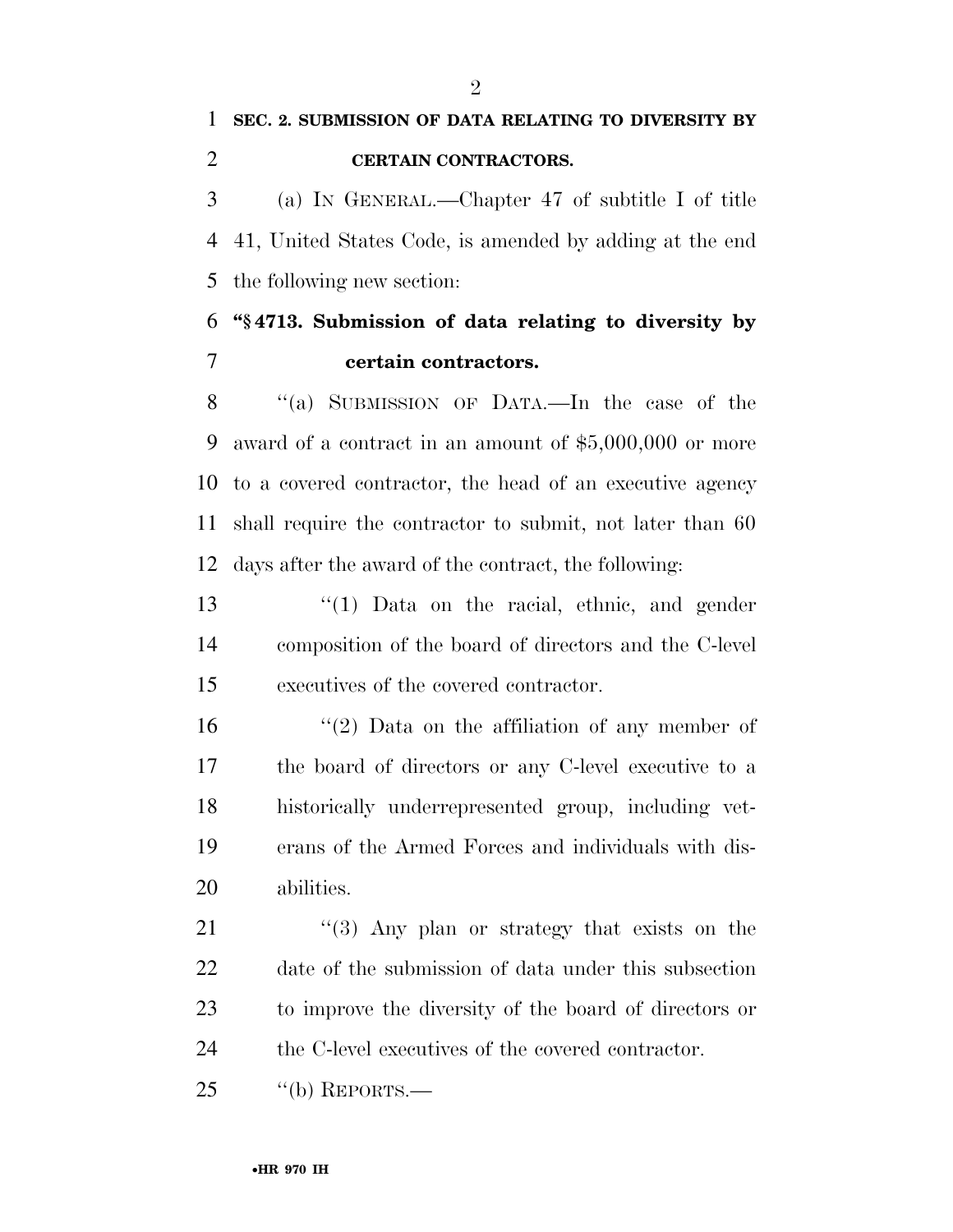**SEC. 2. SUBMISSION OF DATA RELATING TO DIVERSITY BY CERTAIN CONTRACTORS.**

(a) IN GENERAL.—Chapter 47 of subtitle I of title 41, United States Code, is amended by adding at the end the following new section:

**"§ 4713. Submission of data relating to diversity by certain contractors.**

"(a) SUBMISSION OF DATA.—In the case of the award of a contract in an amount of $5,000,000 or more to a covered contractor, the head of an executive agency shall require the contractor to submit, not later than 60 days after the award of the contract, the following:

"(1) Data on the racial, ethnic, and gender composition of the board of directors and the C-level executives of the covered contractor.

"(2) Data on the affiliation of any member of the board of directors or any C-level executive to a historically underrepresented group, including veterans of the Armed Forces and individuals with disabilities.

"(3) Any plan or strategy that exists on the date of the submission of data under this subsection to improve the diversity of the board of directors or the C-level executives of the covered contractor.

"(b) REPORTS.—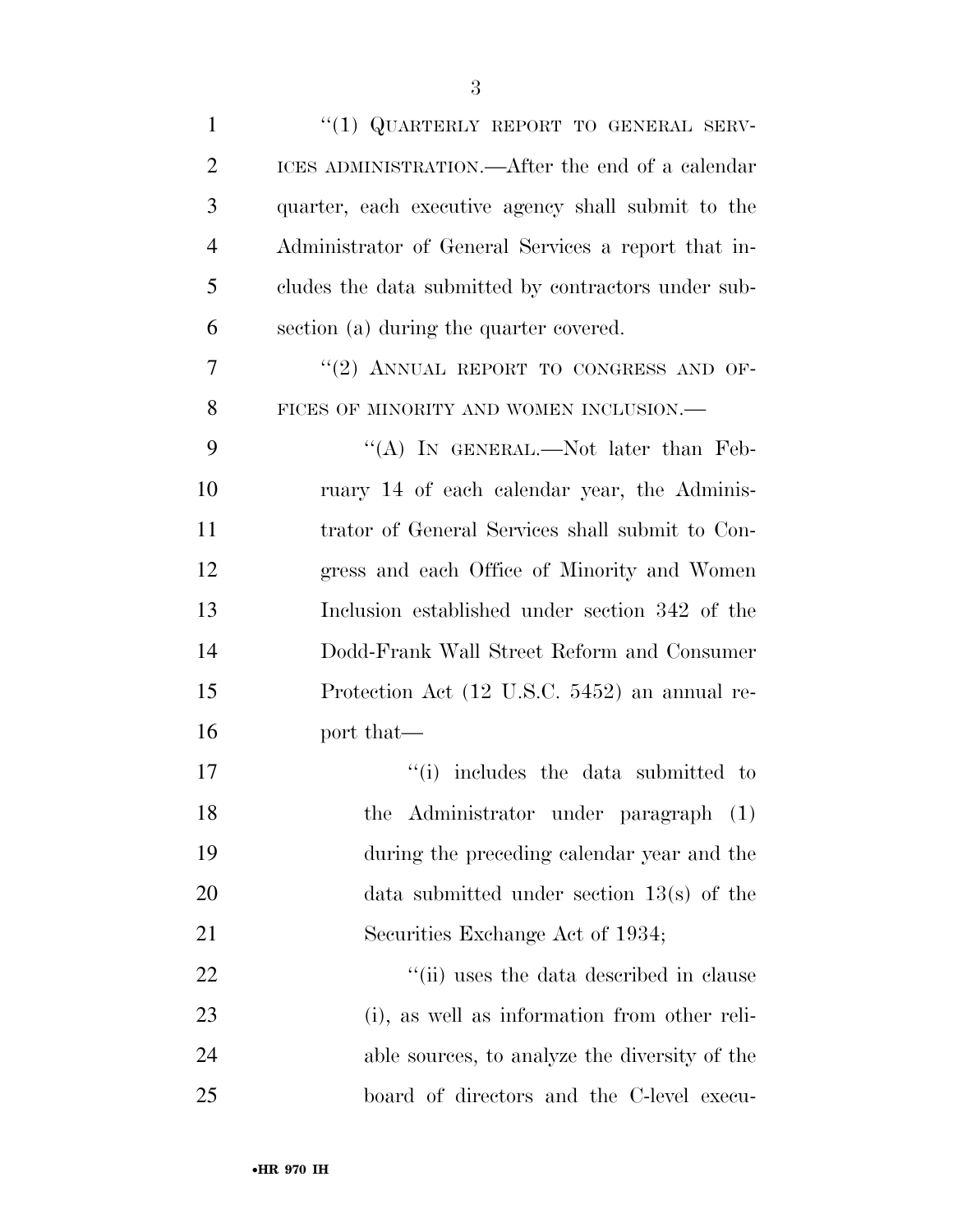"(1) QUARTERLY REPORT TO GENERAL SERVICES ADMINISTRATION.—After the end of a calendar quarter, each executive agency shall submit to the Administrator of General Services a report that includes the data submitted by contractors under subsection (a) during the quarter covered.

"(2) ANNUAL REPORT TO CONGRESS AND OFFICES OF MINORITY AND WOMEN INCLUSION.—

"(A) IN GENERAL.—Not later than February 14 of each calendar year, the Administrator of General Services shall submit to Congress and each Office of Minority and Women Inclusion established under section 342 of the Dodd-Frank Wall Street Reform and Consumer Protection Act (12 U.S.C. 5452) an annual report that—

"(i) includes the data submitted to the Administrator under paragraph (1) during the preceding calendar year and the data submitted under section 13(s) of the Securities Exchange Act of 1934;

"(ii) uses the data described in clause (i), as well as information from other reliable sources, to analyze the diversity of the board of directors and the C-level execu-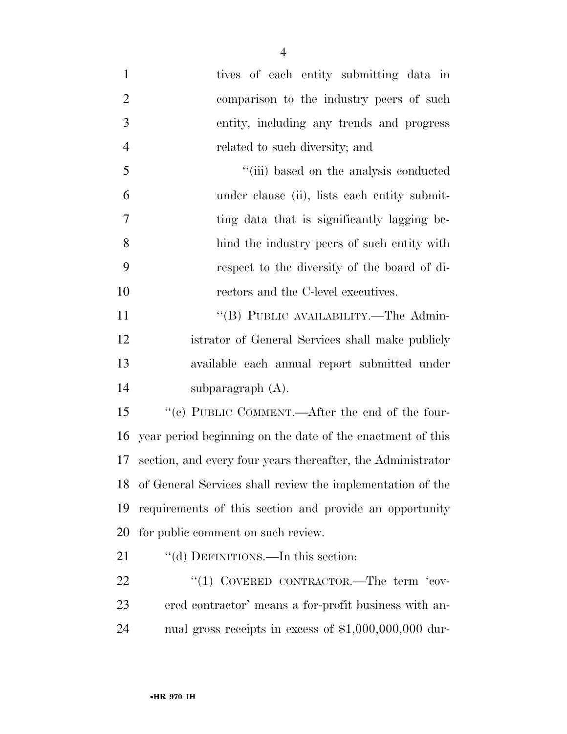tives of each entity submitting data in comparison to the industry peers of such entity, including any trends and progress related to such diversity; and

''(iii) based on the analysis conducted under clause (ii), lists each entity submitting data that is significantly lagging behind the industry peers of such entity with respect to the diversity of the board of directors and the C-level executives.

''(B) PUBLIC AVAILABILITY.—The Administrator of General Services shall make publicly available each annual report submitted under subparagraph (A).

''(c) PUBLIC COMMENT.—After the end of the four-year period beginning on the date of the enactment of this section, and every four years thereafter, the Administrator of General Services shall review the implementation of the requirements of this section and provide an opportunity for public comment on such review.

''(d) DEFINITIONS.—In this section:

''(1) COVERED CONTRACTOR.—The term 'covered contractor' means a for-profit business with annual gross receipts in excess of $1,000,000,000 dur-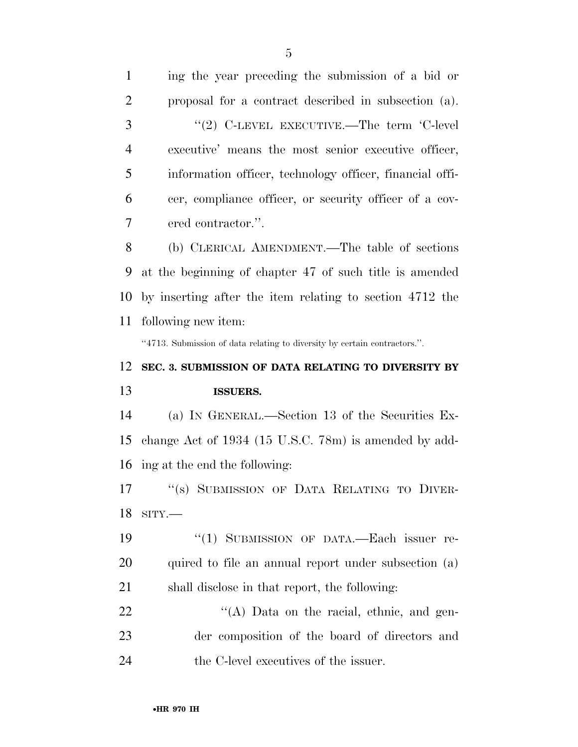ing the year preceding the submission of a bid or proposal for a contract described in subsection (a).

"(2) C-LEVEL EXECUTIVE.—The term 'C-level executive' means the most senior executive officer, information officer, technology officer, financial officer, compliance officer, or security officer of a covered contractor.".

(b) CLERICAL AMENDMENT.—The table of sections at the beginning of chapter 47 of such title is amended by inserting after the item relating to section 4712 the following new item:

"4713. Submission of data relating to diversity by certain contractors.".

**SEC. 3. SUBMISSION OF DATA RELATING TO DIVERSITY BY ISSUERS.**

(a) IN GENERAL.—Section 13 of the Securities Exchange Act of 1934 (15 U.S.C. 78m) is amended by adding at the end the following:

"(s) SUBMISSION OF DATA RELATING TO DIVERSITY.—

"(1) SUBMISSION OF DATA.—Each issuer required to file an annual report under subsection (a) shall disclose in that report, the following:

"(A) Data on the racial, ethnic, and gender composition of the board of directors and the C-level executives of the issuer.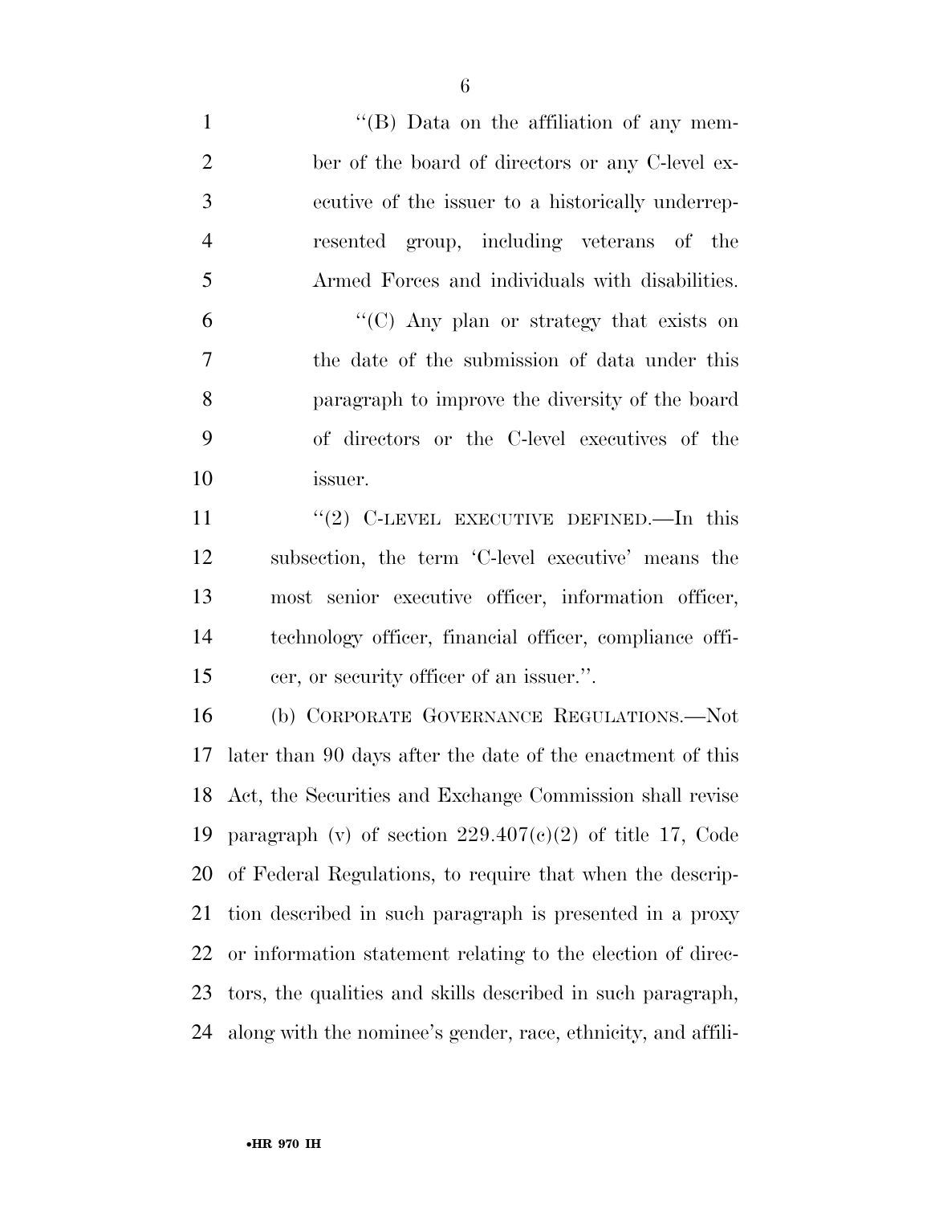"(B) Data on the affiliation of any member of the board of directors or any C-level executive of the issuer to a historically underrepresented group, including veterans of the Armed Forces and individuals with disabilities.

"(C) Any plan or strategy that exists on the date of the submission of data under this paragraph to improve the diversity of the board of directors or the C-level executives of the issuer.

"(2) C-LEVEL EXECUTIVE DEFINED.—In this subsection, the term 'C-level executive' means the most senior executive officer, information officer, technology officer, financial officer, compliance officer, or security officer of an issuer.".

(b) CORPORATE GOVERNANCE REGULATIONS.—Not later than 90 days after the date of the enactment of this Act, the Securities and Exchange Commission shall revise paragraph (v) of section 229.407(c)(2) of title 17, Code of Federal Regulations, to require that when the description described in such paragraph is presented in a proxy or information statement relating to the election of directors, the qualities and skills described in such paragraph, along with the nominee's gender, race, ethnicity, and affili-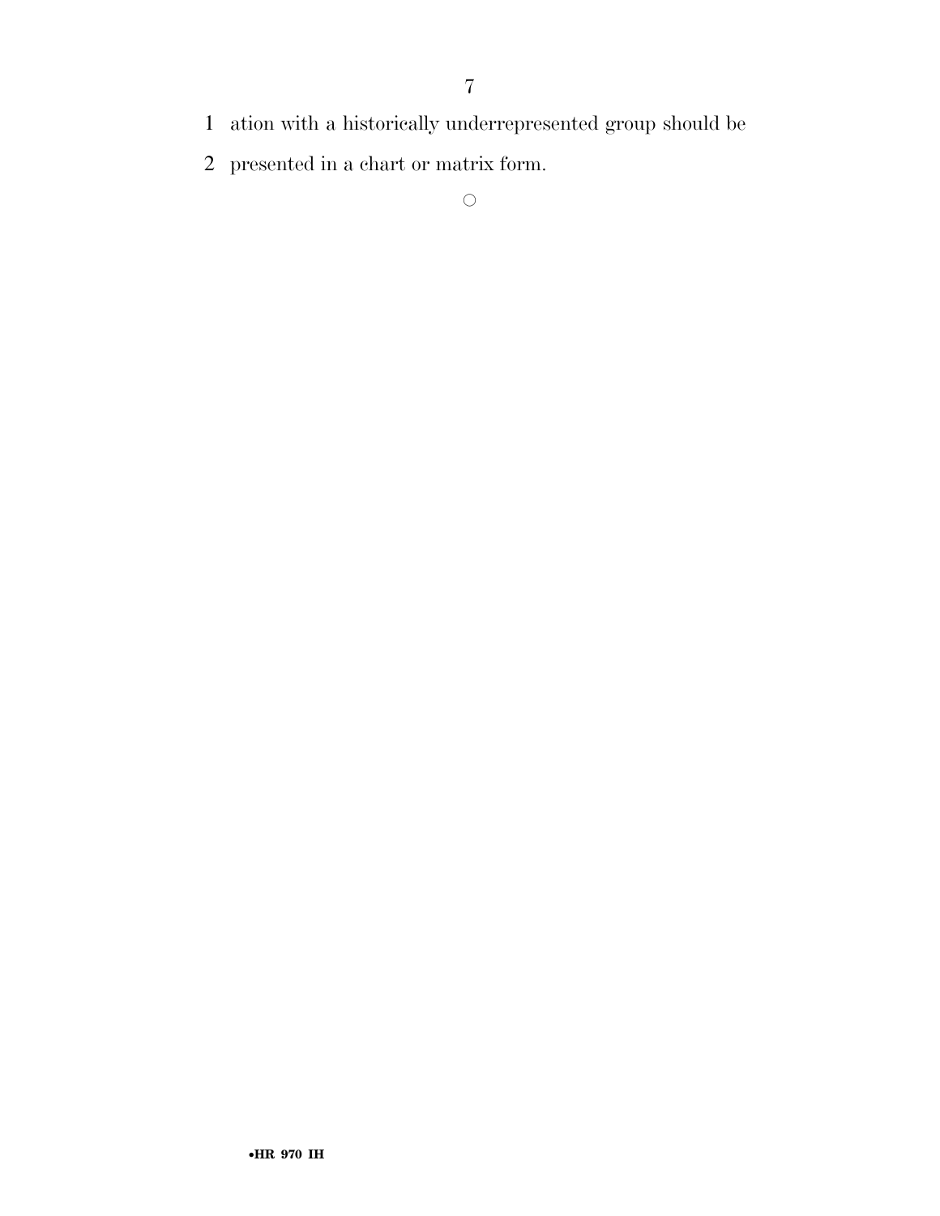ation with a historically underrepresented group should be presented in a chart or matrix form.

○